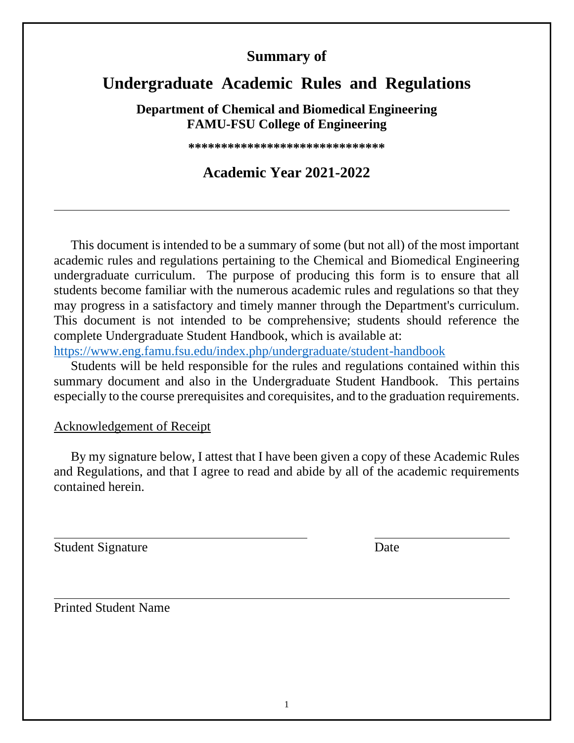**Summary of**

# Undergraduate Academic Rules and Regulations

**Department of Chemical and Biomedical Engineering**
**FAMU-FSU College of Engineering**

**\*\*\*\*\*\*\*\*\*\*\*\*\*\*\*\*\*\*\*\*\*\*\*\*\*\*\*\*\*\***

## Academic Year 2021-2022

---

This document is intended to be a summary of some (but not all) of the most important academic rules and regulations pertaining to the Chemical and Biomedical Engineering undergraduate curriculum. The purpose of producing this form is to ensure that all students become familiar with the numerous academic rules and regulations so that they may progress in a satisfactory and timely manner through the Department's curriculum. This document is not intended to be comprehensive; students should reference the complete Undergraduate Student Handbook, which is available at: https://www.eng.famu.fsu.edu/index.php/undergraduate/student-handbook

Students will be held responsible for the rules and regulations contained within this summary document and also in the Undergraduate Student Handbook. This pertains especially to the course prerequisites and corequisites, and to the graduation requirements.

Acknowledgement of Receipt

By my signature below, I attest that I have been given a copy of these Academic Rules and Regulations, and that I agree to read and abide by all of the academic requirements contained herein.

\_\_\_\_\_\_\_\_\_\_\_\_\_\_\_\_\_\_\_\_\_\_\_\_\_\_\_\_\_\_\_\_\_\_\_\_\_\_\_\_ \_\_\_\_\_\_\_\_\_\_\_\_\_\_\_\_\_\_\_\_\_\_

Student Signature Date

\_\_\_\_\_\_\_\_\_\_\_\_\_\_\_\_\_\_\_\_\_\_\_\_\_\_\_\_\_\_\_\_\_\_\_\_\_\_\_\_\_\_\_\_\_\_\_\_\_\_\_\_\_\_\_\_\_\_\_\_\_\_\_\_

Printed Student Name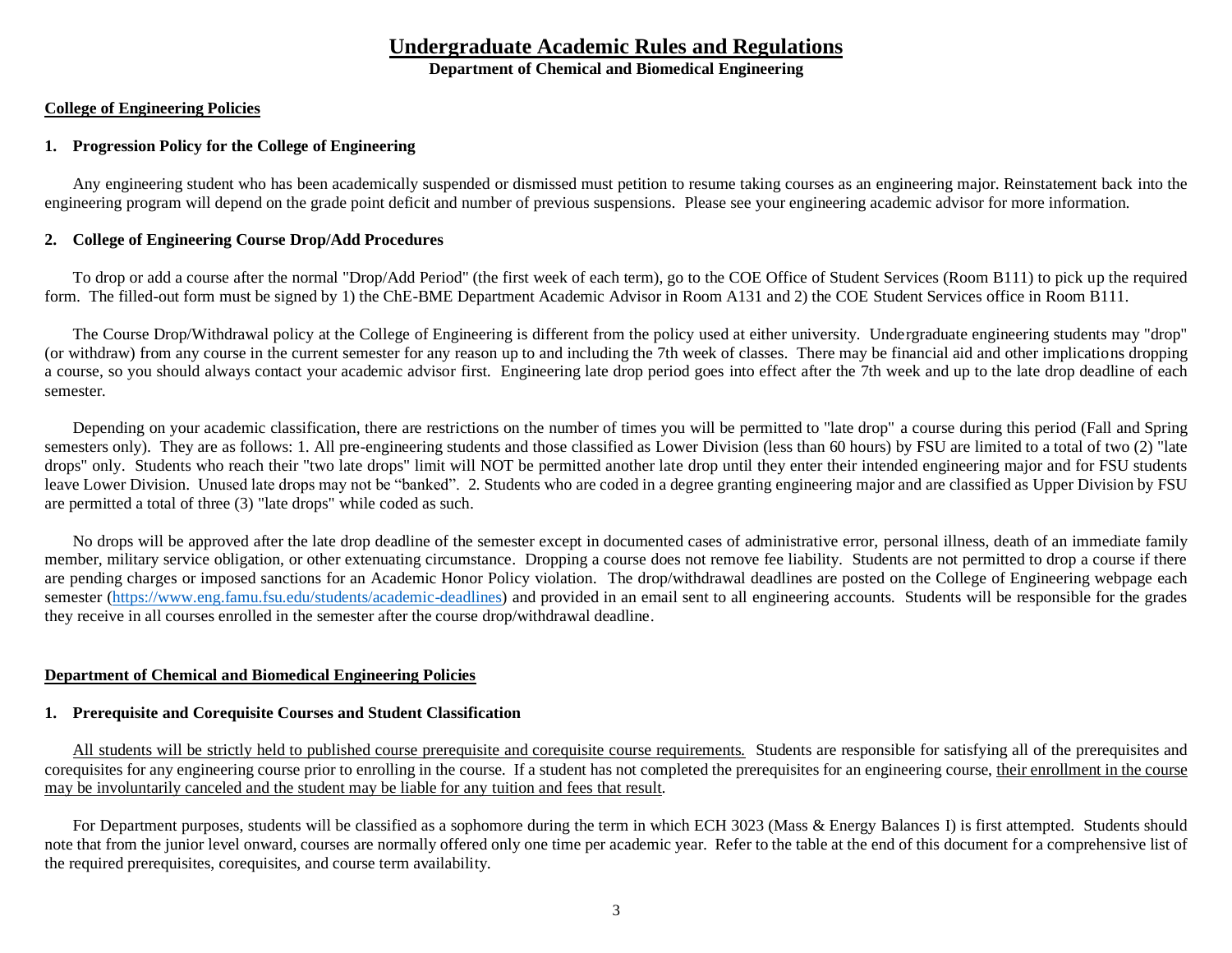# Undergraduate Academic Rules and Regulations

**Department of Chemical and Biomedical Engineering**

## College of Engineering Policies

### 1. Progression Policy for the College of Engineering

Any engineering student who has been academically suspended or dismissed must petition to resume taking courses as an engineering major. Reinstatement back into the engineering program will depend on the grade point deficit and number of previous suspensions. Please see your engineering academic advisor for more information.

### 2. College of Engineering Course Drop/Add Procedures

To drop or add a course after the normal "Drop/Add Period" (the first week of each term), go to the COE Office of Student Services (Room B111) to pick up the required form. The filled-out form must be signed by 1) the ChE-BME Department Academic Advisor in Room A131 and 2) the COE Student Services office in Room B111.

The Course Drop/Withdrawal policy at the College of Engineering is different from the policy used at either university. Undergraduate engineering students may "drop" (or withdraw) from any course in the current semester for any reason up to and including the 7th week of classes. There may be financial aid and other implications dropping a course, so you should always contact your academic advisor first. Engineering late drop period goes into effect after the 7th week and up to the late drop deadline of each semester.

Depending on your academic classification, there are restrictions on the number of times you will be permitted to "late drop" a course during this period (Fall and Spring semesters only). They are as follows: 1. All pre-engineering students and those classified as Lower Division (less than 60 hours) by FSU are limited to a total of two (2) "late drops" only. Students who reach their "two late drops" limit will NOT be permitted another late drop until they enter their intended engineering major and for FSU students leave Lower Division. Unused late drops may not be "banked". 2. Students who are coded in a degree granting engineering major and are classified as Upper Division by FSU are permitted a total of three (3) "late drops" while coded as such.

No drops will be approved after the late drop deadline of the semester except in documented cases of administrative error, personal illness, death of an immediate family member, military service obligation, or other extenuating circumstance. Dropping a course does not remove fee liability. Students are not permitted to drop a course if there are pending charges or imposed sanctions for an Academic Honor Policy violation. The drop/withdrawal deadlines are posted on the College of Engineering webpage each semester (https://www.eng.famu.fsu.edu/students/academic-deadlines) and provided in an email sent to all engineering accounts. Students will be responsible for the grades they receive in all courses enrolled in the semester after the course drop/withdrawal deadline.

## Department of Chemical and Biomedical Engineering Policies

### 1. Prerequisite and Corequisite Courses and Student Classification

All students will be strictly held to published course prerequisite and corequisite course requirements. Students are responsible for satisfying all of the prerequisites and corequisites for any engineering course prior to enrolling in the course. If a student has not completed the prerequisites for an engineering course, their enrollment in the course may be involuntarily canceled and the student may be liable for any tuition and fees that result.

For Department purposes, students will be classified as a sophomore during the term in which ECH 3023 (Mass & Energy Balances I) is first attempted. Students should note that from the junior level onward, courses are normally offered only one time per academic year. Refer to the table at the end of this document for a comprehensive list of the required prerequisites, corequisites, and course term availability.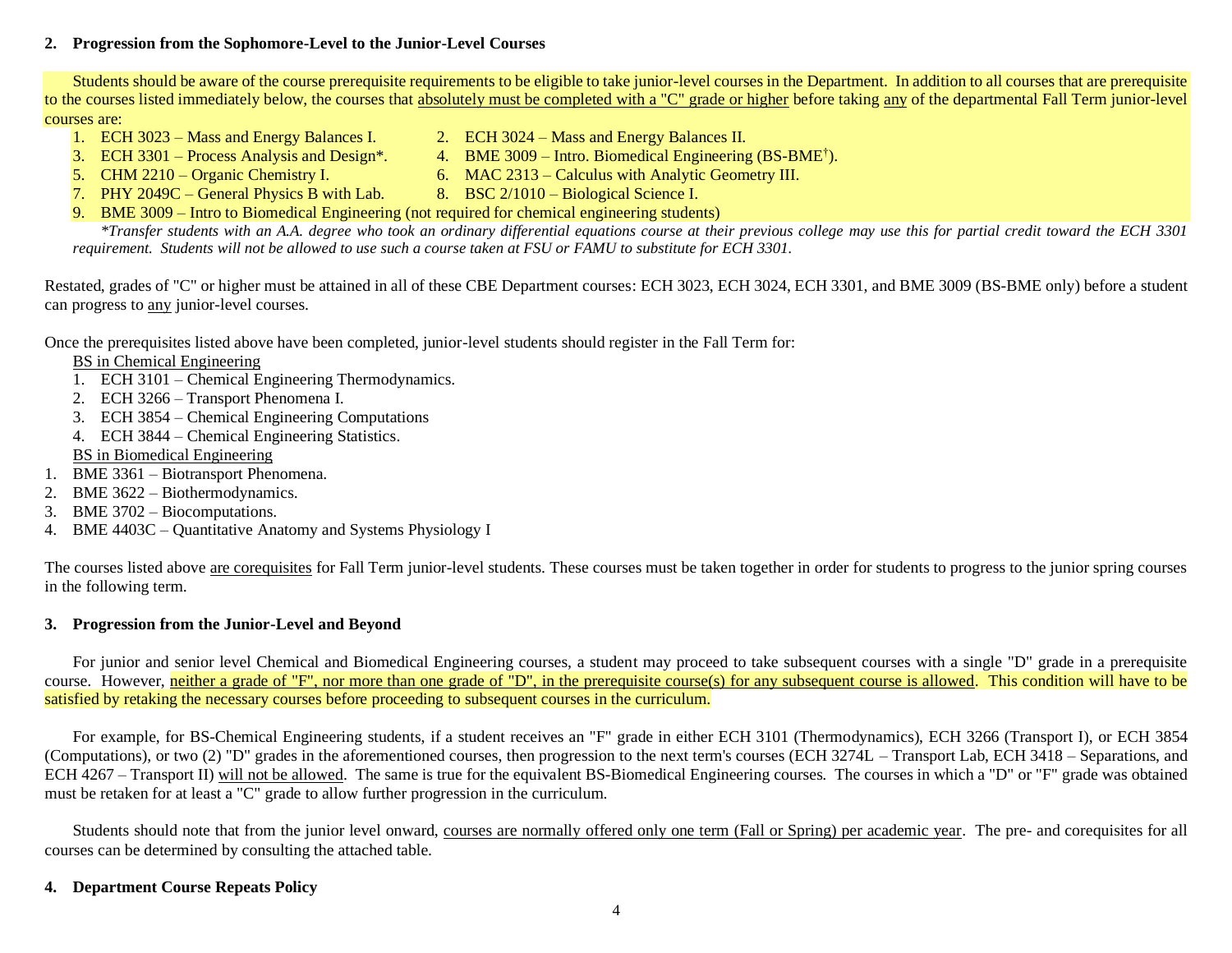## 2. Progression from the Sophomore-Level to the Junior-Level Courses

Students should be aware of the course prerequisite requirements to be eligible to take junior-level courses in the Department. In addition to all courses that are prerequisite to the courses listed immediately below, the courses that absolutely must be completed with a "C" grade or higher before taking any of the departmental Fall Term junior-level courses are:

1. ECH 3023 – Mass and Energy Balances I.
2. ECH 3024 – Mass and Energy Balances II.
3. ECH 3301 – Process Analysis and Design*.
4. BME 3009 – Intro. Biomedical Engineering (BS-BME[†]).
5. CHM 2210 – Organic Chemistry I.
6. MAC 2313 – Calculus with Analytic Geometry III.
7. PHY 2049C – General Physics B with Lab.
8. BSC 2/1010 – Biological Science I.
9. BME 3009 – Intro to Biomedical Engineering (not required for chemical engineering students)

*\*Transfer students with an A.A. degree who took an ordinary differential equations course at their previous college may use this for partial credit toward the ECH 3301 requirement. Students will not be allowed to use such a course taken at FSU or FAMU to substitute for ECH 3301.*

Restated, grades of "C" or higher must be attained in all of these CBE Department courses: ECH 3023, ECH 3024, ECH 3301, and BME 3009 (BS-BME only) before a student can progress to any junior-level courses.

Once the prerequisites listed above have been completed, junior-level students should register in the Fall Term for:

BS in Chemical Engineering

1. ECH 3101 – Chemical Engineering Thermodynamics.
2. ECH 3266 – Transport Phenomena I.
3. ECH 3854 – Chemical Engineering Computations
4. ECH 3844 – Chemical Engineering Statistics.

BS in Biomedical Engineering

1. BME 3361 – Biotransport Phenomena.
2. BME 3622 – Biothermodynamics.
3. BME 3702 – Biocomputations.
4. BME 4403C – Quantitative Anatomy and Systems Physiology I

The courses listed above are corequisites for Fall Term junior-level students. These courses must be taken together in order for students to progress to the junior spring courses in the following term.

## 3. Progression from the Junior-Level and Beyond

For junior and senior level Chemical and Biomedical Engineering courses, a student may proceed to take subsequent courses with a single "D" grade in a prerequisite course. However, neither a grade of "F", nor more than one grade of "D", in the prerequisite course(s) for any subsequent course is allowed. This condition will have to be satisfied by retaking the necessary courses before proceeding to subsequent courses in the curriculum.

For example, for BS-Chemical Engineering students, if a student receives an "F" grade in either ECH 3101 (Thermodynamics), ECH 3266 (Transport I), or ECH 3854 (Computations), or two (2) "D" grades in the aforementioned courses, then progression to the next term's courses (ECH 3274L – Transport Lab, ECH 3418 – Separations, and ECH 4267 – Transport II) will not be allowed. The same is true for the equivalent BS-Biomedical Engineering courses. The courses in which a "D" or "F" grade was obtained must be retaken for at least a "C" grade to allow further progression in the curriculum.

Students should note that from the junior level onward, courses are normally offered only one term (Fall or Spring) per academic year. The pre- and corequisites for all courses can be determined by consulting the attached table.

## 4. Department Course Repeats Policy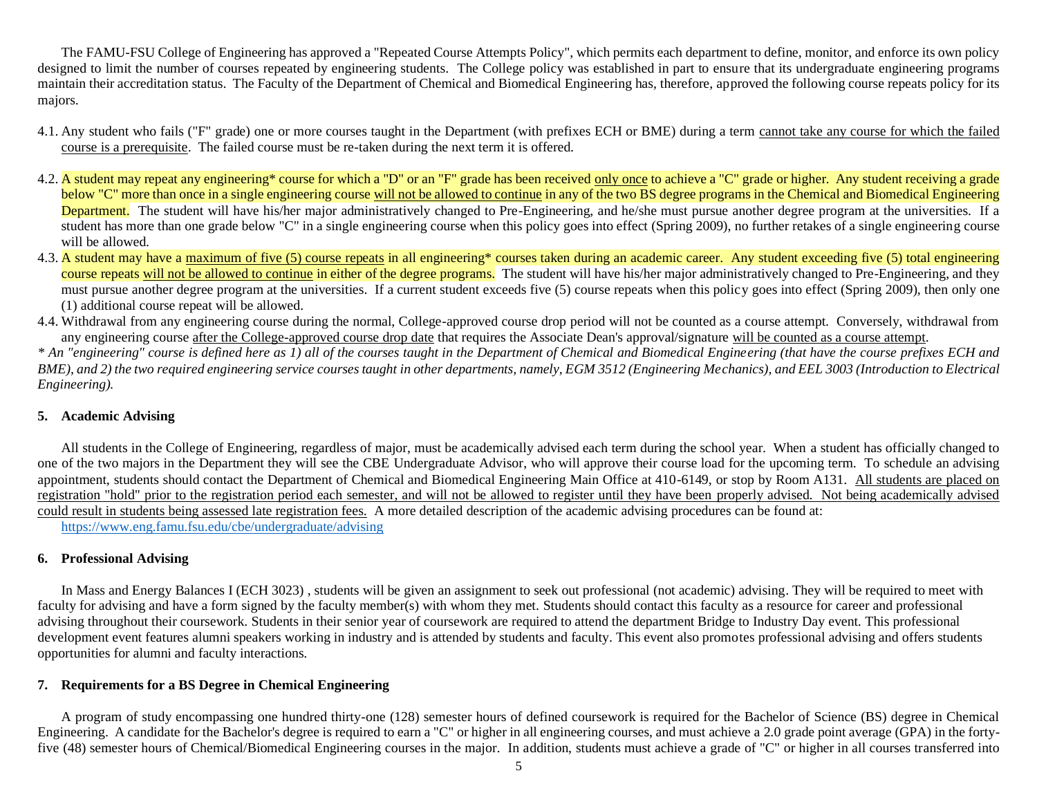The FAMU-FSU College of Engineering has approved a "Repeated Course Attempts Policy", which permits each department to define, monitor, and enforce its own policy designed to limit the number of courses repeated by engineering students. The College policy was established in part to ensure that its undergraduate engineering programs maintain their accreditation status. The Faculty of the Department of Chemical and Biomedical Engineering has, therefore, approved the following course repeats policy for its majors.

4.1. Any student who fails ("F" grade) one or more courses taught in the Department (with prefixes ECH or BME) during a term cannot take any course for which the failed course is a prerequisite. The failed course must be re-taken during the next term it is offered.

4.2. A student may repeat any engineering* course for which a "D" or an "F" grade has been received only once to achieve a "C" grade or higher. Any student receiving a grade below "C" more than once in a single engineering course will not be allowed to continue in any of the two BS degree programs in the Chemical and Biomedical Engineering Department. The student will have his/her major administratively changed to Pre-Engineering, and he/she must pursue another degree program at the universities. If a student has more than one grade below "C" in a single engineering course when this policy goes into effect (Spring 2009), no further retakes of a single engineering course will be allowed.

4.3. A student may have a maximum of five (5) course repeats in all engineering* courses taken during an academic career. Any student exceeding five (5) total engineering course repeats will not be allowed to continue in either of the degree programs. The student will have his/her major administratively changed to Pre-Engineering, and they must pursue another degree program at the universities. If a current student exceeds five (5) course repeats when this policy goes into effect (Spring 2009), then only one (1) additional course repeat will be allowed.

4.4. Withdrawal from any engineering course during the normal, College-approved course drop period will not be counted as a course attempt. Conversely, withdrawal from any engineering course after the College-approved course drop date that requires the Associate Dean's approval/signature will be counted as a course attempt.

*\* An "engineering" course is defined here as 1) all of the courses taught in the Department of Chemical and Biomedical Engineering (that have the course prefixes ECH and BME), and 2) the two required engineering service courses taught in other departments, namely, EGM 3512 (Engineering Mechanics), and EEL 3003 (Introduction to Electrical Engineering).*

## 5. Academic Advising

All students in the College of Engineering, regardless of major, must be academically advised each term during the school year. When a student has officially changed to one of the two majors in the Department they will see the CBE Undergraduate Advisor, who will approve their course load for the upcoming term. To schedule an advising appointment, students should contact the Department of Chemical and Biomedical Engineering Main Office at 410-6149, or stop by Room A131. All students are placed on registration "hold" prior to the registration period each semester, and will not be allowed to register until they have been properly advised. Not being academically advised could result in students being assessed late registration fees. A more detailed description of the academic advising procedures can be found at:

https://www.eng.famu.fsu.edu/cbe/undergraduate/advising

## 6. Professional Advising

In Mass and Energy Balances I (ECH 3023) , students will be given an assignment to seek out professional (not academic) advising. They will be required to meet with faculty for advising and have a form signed by the faculty member(s) with whom they met. Students should contact this faculty as a resource for career and professional advising throughout their coursework. Students in their senior year of coursework are required to attend the department Bridge to Industry Day event. This professional development event features alumni speakers working in industry and is attended by students and faculty. This event also promotes professional advising and offers students opportunities for alumni and faculty interactions.

## 7. Requirements for a BS Degree in Chemical Engineering

A program of study encompassing one hundred thirty-one (128) semester hours of defined coursework is required for the Bachelor of Science (BS) degree in Chemical Engineering. A candidate for the Bachelor's degree is required to earn a "C" or higher in all engineering courses, and must achieve a 2.0 grade point average (GPA) in the forty-five (48) semester hours of Chemical/Biomedical Engineering courses in the major. In addition, students must achieve a grade of "C" or higher in all courses transferred into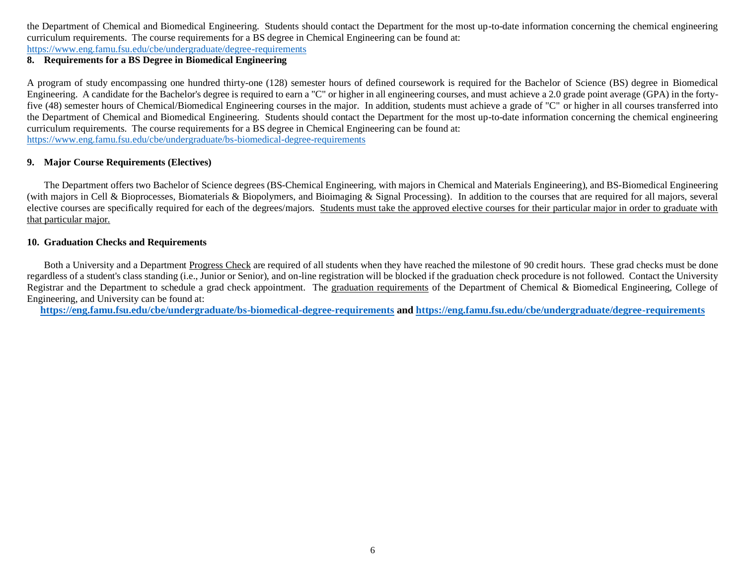the Department of Chemical and Biomedical Engineering. Students should contact the Department for the most up-to-date information concerning the chemical engineering curriculum requirements. The course requirements for a BS degree in Chemical Engineering can be found at:
https://www.eng.famu.fsu.edu/cbe/undergraduate/degree-requirements

## 8. Requirements for a BS Degree in Biomedical Engineering

A program of study encompassing one hundred thirty-one (128) semester hours of defined coursework is required for the Bachelor of Science (BS) degree in Biomedical Engineering. A candidate for the Bachelor's degree is required to earn a "C" or higher in all engineering courses, and must achieve a 2.0 grade point average (GPA) in the forty-five (48) semester hours of Chemical/Biomedical Engineering courses in the major. In addition, students must achieve a grade of "C" or higher in all courses transferred into the Department of Chemical and Biomedical Engineering. Students should contact the Department for the most up-to-date information concerning the chemical engineering curriculum requirements. The course requirements for a BS degree in Chemical Engineering can be found at:
https://www.eng.famu.fsu.edu/cbe/undergraduate/bs-biomedical-degree-requirements

## 9. Major Course Requirements (Electives)

The Department offers two Bachelor of Science degrees (BS-Chemical Engineering, with majors in Chemical and Materials Engineering), and BS-Biomedical Engineering (with majors in Cell & Bioprocesses, Biomaterials & Biopolymers, and Bioimaging & Signal Processing). In addition to the courses that are required for all majors, several elective courses are specifically required for each of the degrees/majors. Students must take the approved elective courses for their particular major in order to graduate with that particular major.

## 10. Graduation Checks and Requirements

Both a University and a Department Progress Check are required of all students when they have reached the milestone of 90 credit hours. These grad checks must be done regardless of a student's class standing (i.e., Junior or Senior), and on-line registration will be blocked if the graduation check procedure is not followed. Contact the University Registrar and the Department to schedule a grad check appointment. The graduation requirements of the Department of Chemical & Biomedical Engineering, College of Engineering, and University can be found at:

**https://eng.famu.fsu.edu/cbe/undergraduate/bs-biomedical-degree-requirements and https://eng.famu.fsu.edu/cbe/undergraduate/degree-requirements**